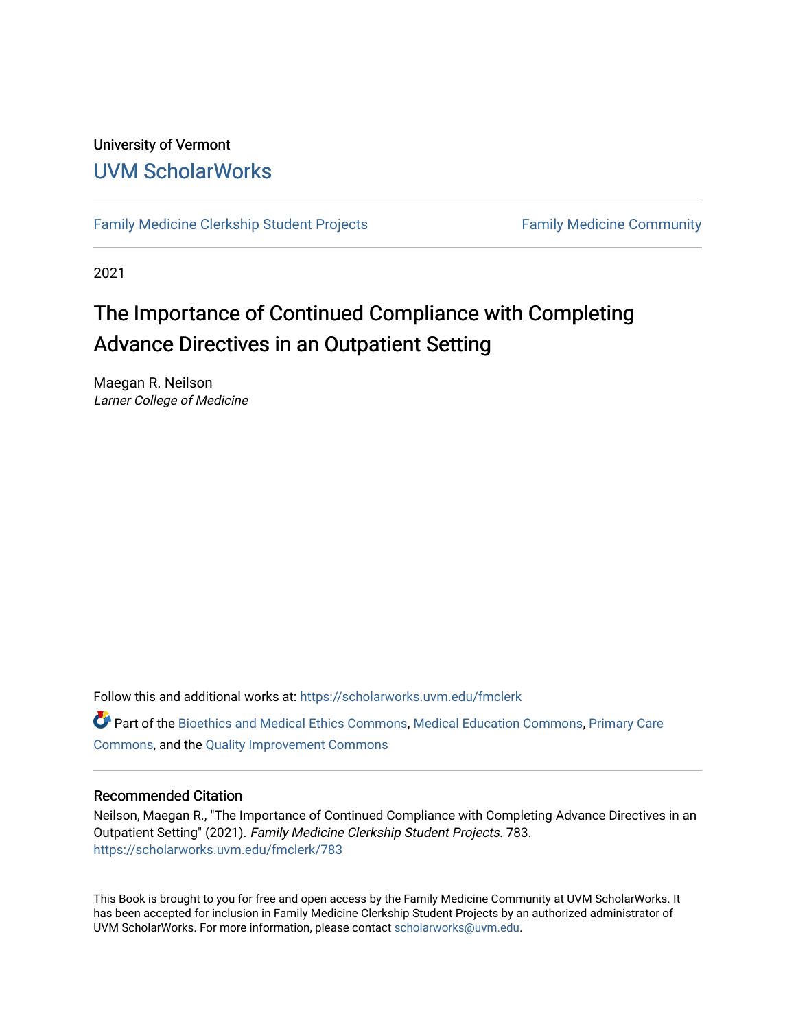University of Vermont

# UVM ScholarWorks

Family Medicine Clerkship Student Projects | Family Medicine Community

2021

# The Importance of Continued Compliance with Completing Advance Directives in an Outpatient Setting

Maegan R. Neilson
*Larner College of Medicine*

Follow this and additional works at: https://scholarworks.uvm.edu/fmclerk

Part of the Bioethics and Medical Ethics Commons, Medical Education Commons, Primary Care Commons, and the Quality Improvement Commons

## Recommended Citation

Neilson, Maegan R., "The Importance of Continued Compliance with Completing Advance Directives in an Outpatient Setting" (2021). *Family Medicine Clerkship Student Projects*. 783.
https://scholarworks.uvm.edu/fmclerk/783

This Book is brought to you for free and open access by the Family Medicine Community at UVM ScholarWorks. It has been accepted for inclusion in Family Medicine Clerkship Student Projects by an authorized administrator of UVM ScholarWorks. For more information, please contact scholarworks@uvm.edu.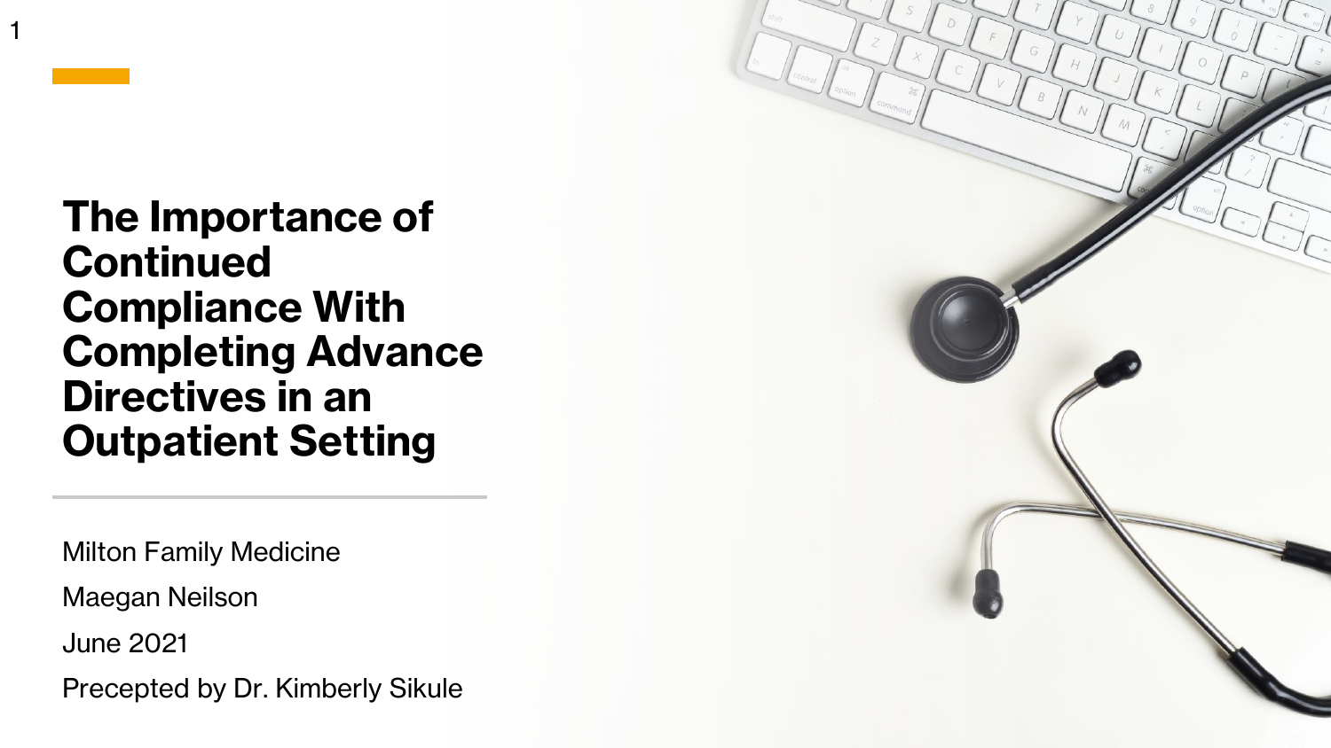# The Importance of Continued Compliance With Completing Advance Directives in an Outpatient Setting

Milton Family Medicine

Maegan Neilson

June 2021

Precepted by Dr. Kimberly Sikule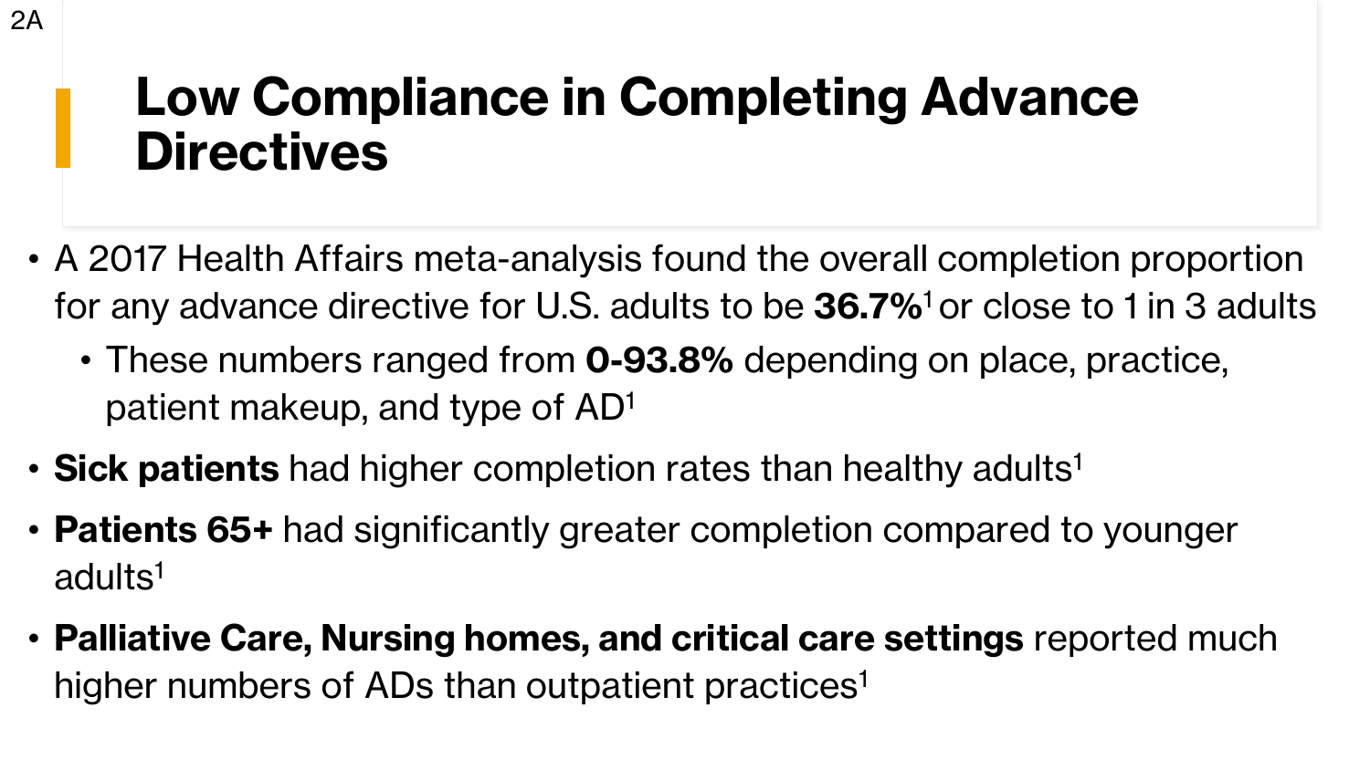2A

# Low Compliance in Completing Advance Directives

- A 2017 Health Affairs meta-analysis found the overall completion proportion for any advance directive for U.S. adults to be **36.7%**[1] or close to 1 in 3 adults
  - These numbers ranged from **0-93.8%** depending on place, practice, patient makeup, and type of AD[1]
- **Sick patients** had higher completion rates than healthy adults[1]
- **Patients 65+** had significantly greater completion compared to younger adults[1]
- **Palliative Care, Nursing homes, and critical care settings** reported much higher numbers of ADs than outpatient practices[1]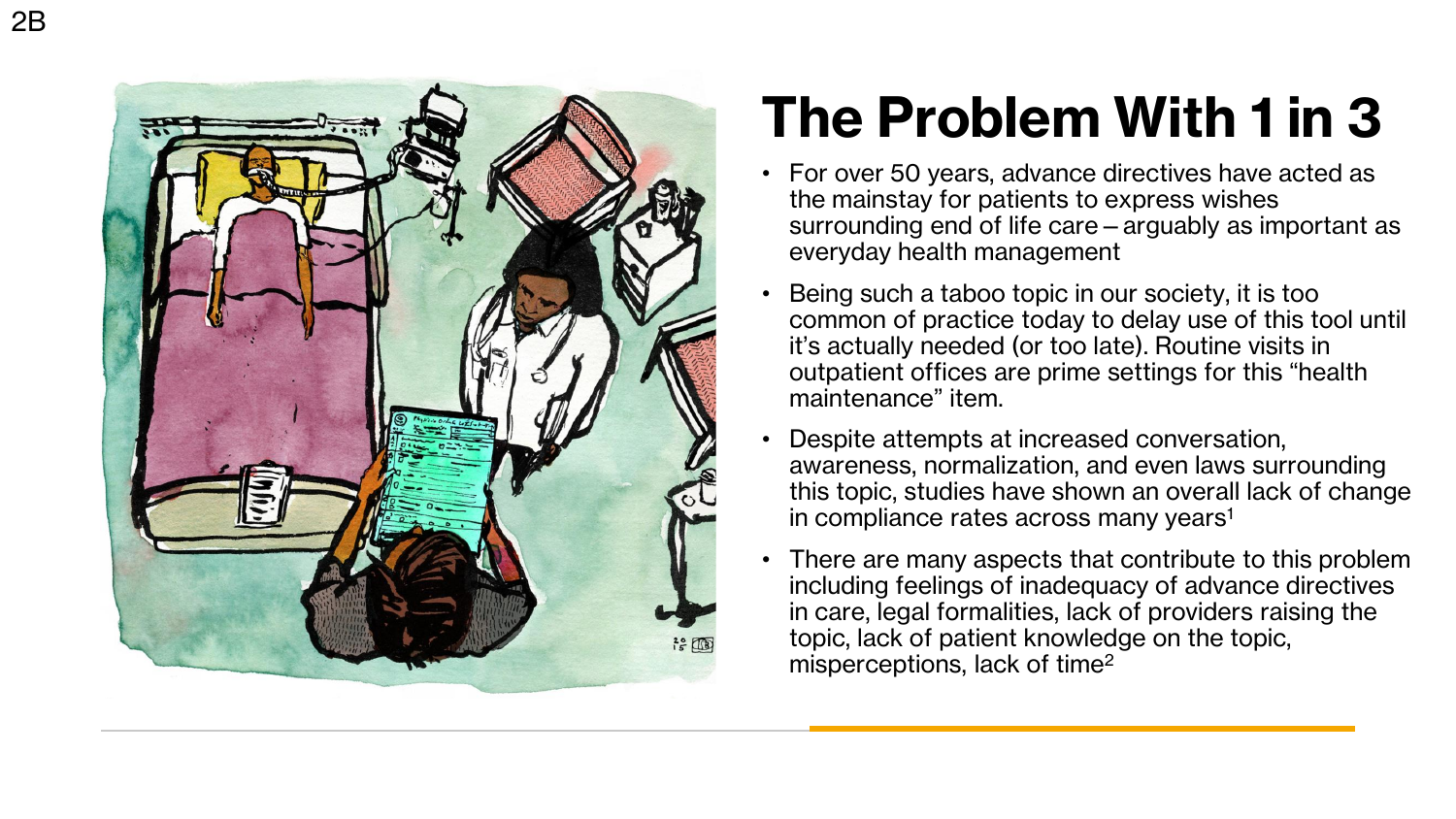2B

# The Problem With 1 in 3

- For over 50 years, advance directives have acted as the mainstay for patients to express wishes surrounding end of life care – arguably as important as everyday health management
- Being such a taboo topic in our society, it is too common of practice today to delay use of this tool until it's actually needed (or too late). Routine visits in outpatient offices are prime settings for this "health maintenance" item.
- Despite attempts at increased conversation, awareness, normalization, and even laws surrounding this topic, studies have shown an overall lack of change in compliance rates across many years[1]
- There are many aspects that contribute to this problem including feelings of inadequacy of advance directives in care, legal formalities, lack of providers raising the topic, lack of patient knowledge on the topic, misperceptions, lack of time[2]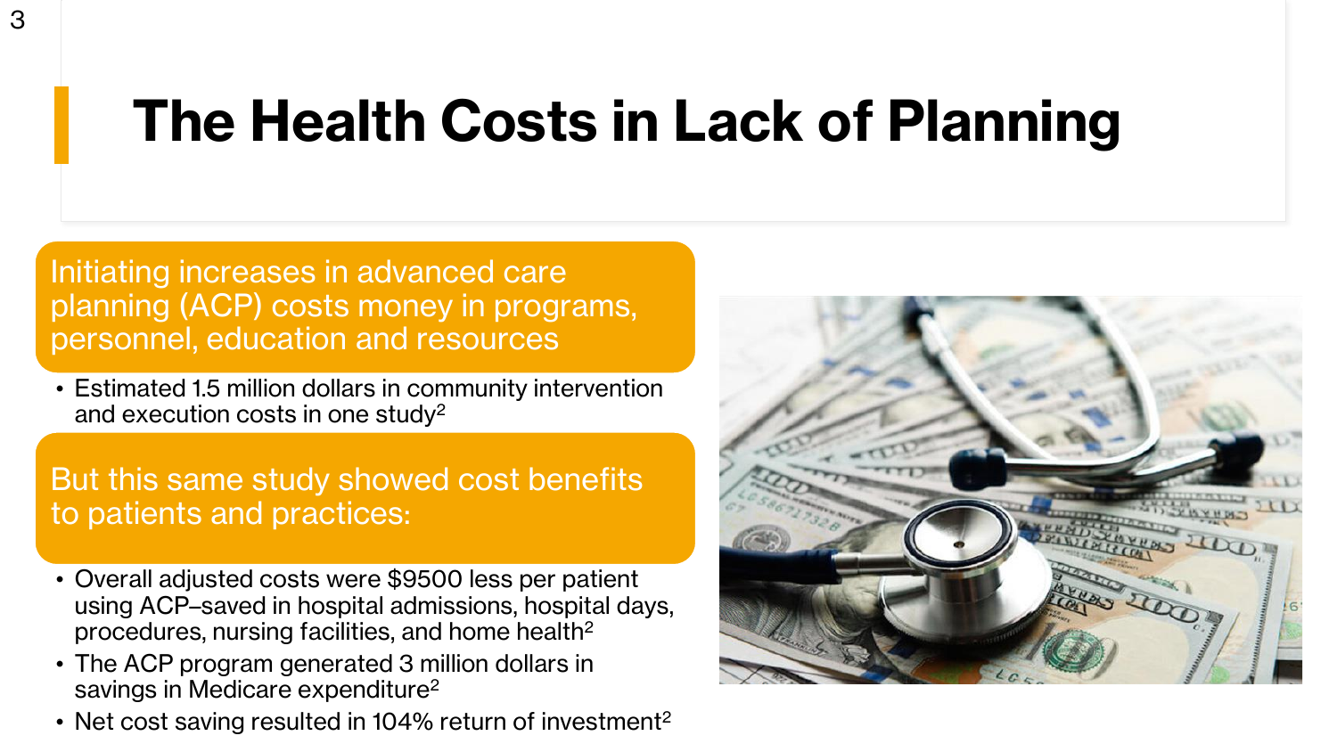# The Health Costs in Lack of Planning

**Initiating increases in advanced care planning (ACP) costs money in programs, personnel, education and resources**

- Estimated 1.5 million dollars in community intervention and execution costs in one study[2]

**But this same study showed cost benefits to patients and practices:**

- Overall adjusted costs were $9500 less per patient using ACP–saved in hospital admissions, hospital days, procedures, nursing facilities, and home health[2]
- The ACP program generated 3 million dollars in savings in Medicare expenditure[2]
- Net cost saving resulted in 104% return of investment[2]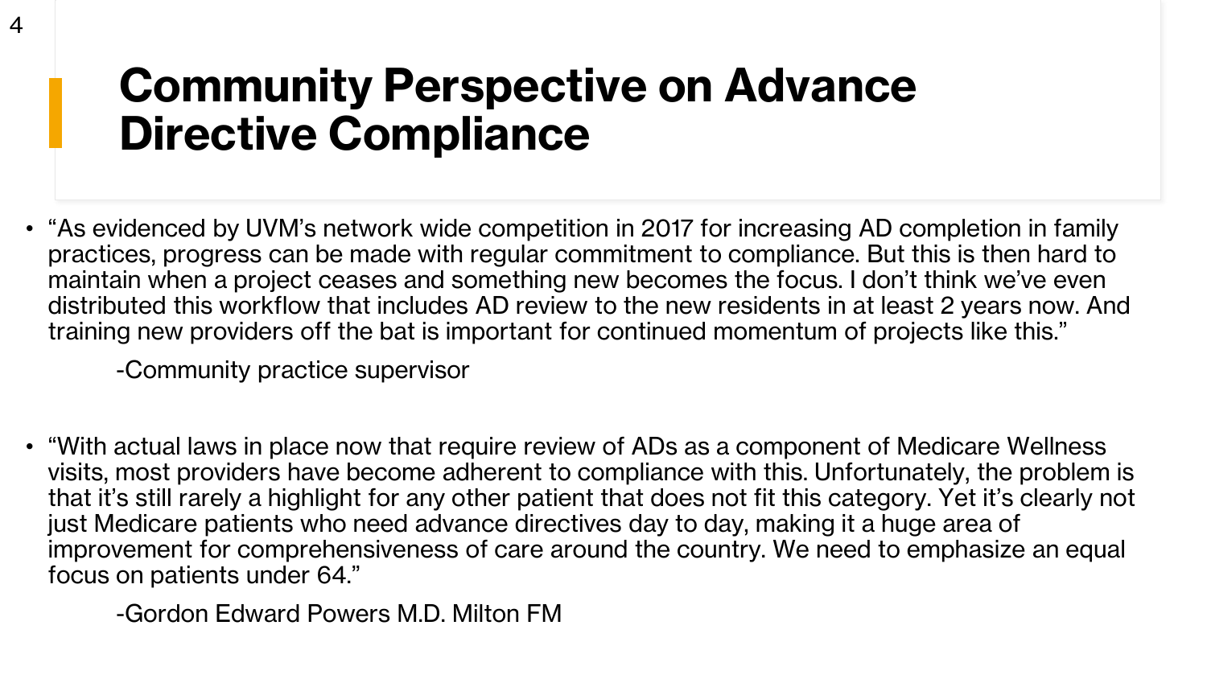# Community Perspective on Advance Directive Compliance

- "As evidenced by UVM's network wide competition in 2017 for increasing AD completion in family practices, progress can be made with regular commitment to compliance. But this is then hard to maintain when a project ceases and something new becomes the focus. I don't think we've even distributed this workflow that includes AD review to the new residents in at least 2 years now. And training new providers off the bat is important for continued momentum of projects like this."

  -Community practice supervisor

- "With actual laws in place now that require review of ADs as a component of Medicare Wellness visits, most providers have become adherent to compliance with this. Unfortunately, the problem is that it's still rarely a highlight for any other patient that does not fit this category. Yet it's clearly not just Medicare patients who need advance directives day to day, making it a huge area of improvement for comprehensiveness of care around the country. We need to emphasize an equal focus on patients under 64."

  -Gordon Edward Powers M.D. Milton FM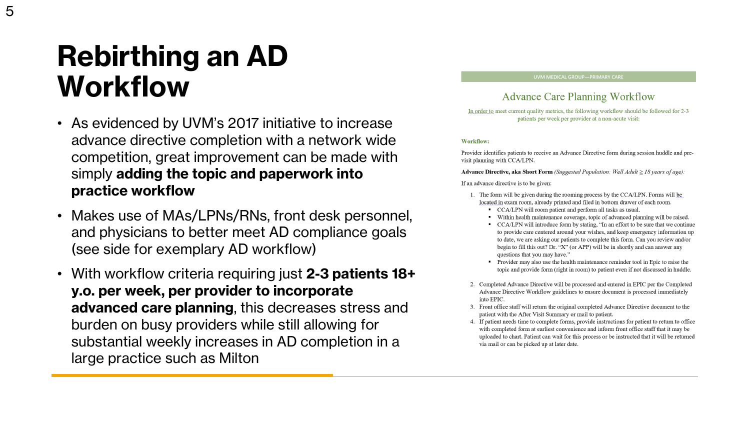# Rebirthing an AD Workflow

- As evidenced by UVM's 2017 initiative to increase advance directive completion with a network wide competition, great improvement can be made with simply **adding the topic and paperwork into practice workflow**
- Makes use of MAs/LPNs/RNs, front desk personnel, and physicians to better meet AD compliance goals (see side for exemplary AD workflow)
- With workflow criteria requiring just **2-3 patients 18+ y.o. per week, per provider to incorporate advanced care planning**, this decreases stress and burden on busy providers while still allowing for substantial weekly increases in AD completion in a large practice such as Milton

UVM MEDICAL GROUP—PRIMARY CARE

## Advance Care Planning Workflow

In order to meet current quality metrics, the following workflow should be followed for 2-3 patients per week per provider at a non-acute visit:

**Workflow:**

Provider identifies patients to receive an Advance Directive form during session huddle and pre-visit planning with CCA/LPN.

**Advance Directive, aka Short Form** *(Suggested Population: Well Adult ≥ 18 years of age):*

If an advance directive is to be given:

1. The form will be given during the rooming process by the CCA/LPN. Forms will be located in exam room, already printed and filed in bottom drawer of each room.
   - CCA/LPN will room patient and perform all tasks as usual.
   - Within health maintenance coverage, topic of advanced planning will be raised.
   - CCA/LPN will introduce form by stating, "In an effort to be sure that we continue to provide care centered around your wishes, and keep emergency information up to date, we are asking our patients to complete this form. Can you review and/or begin to fill this out? Dr. "X" (or APP) will be in shortly and can answer any questions that you may have."
   - Provider may also use the health maintenance reminder tool in Epic to raise the topic and provide form (right in room) to patient even if not discussed in huddle.
2. Completed Advance Directive will be processed and entered in EPIC per the Completed Advance Directive Workflow guidelines to ensure document is processed immediately into EPIC.
3. Front office staff will return the original completed Advance Directive document to the patient with the After Visit Summary or mail to patient.
4. If patient needs time to complete forms, provide instructions for patient to return to office with completed form at earliest convenience and inform front office staff that it may be uploaded to chart. Patient can wait for this process or be instructed that it will be returned via mail or can be picked up at later date.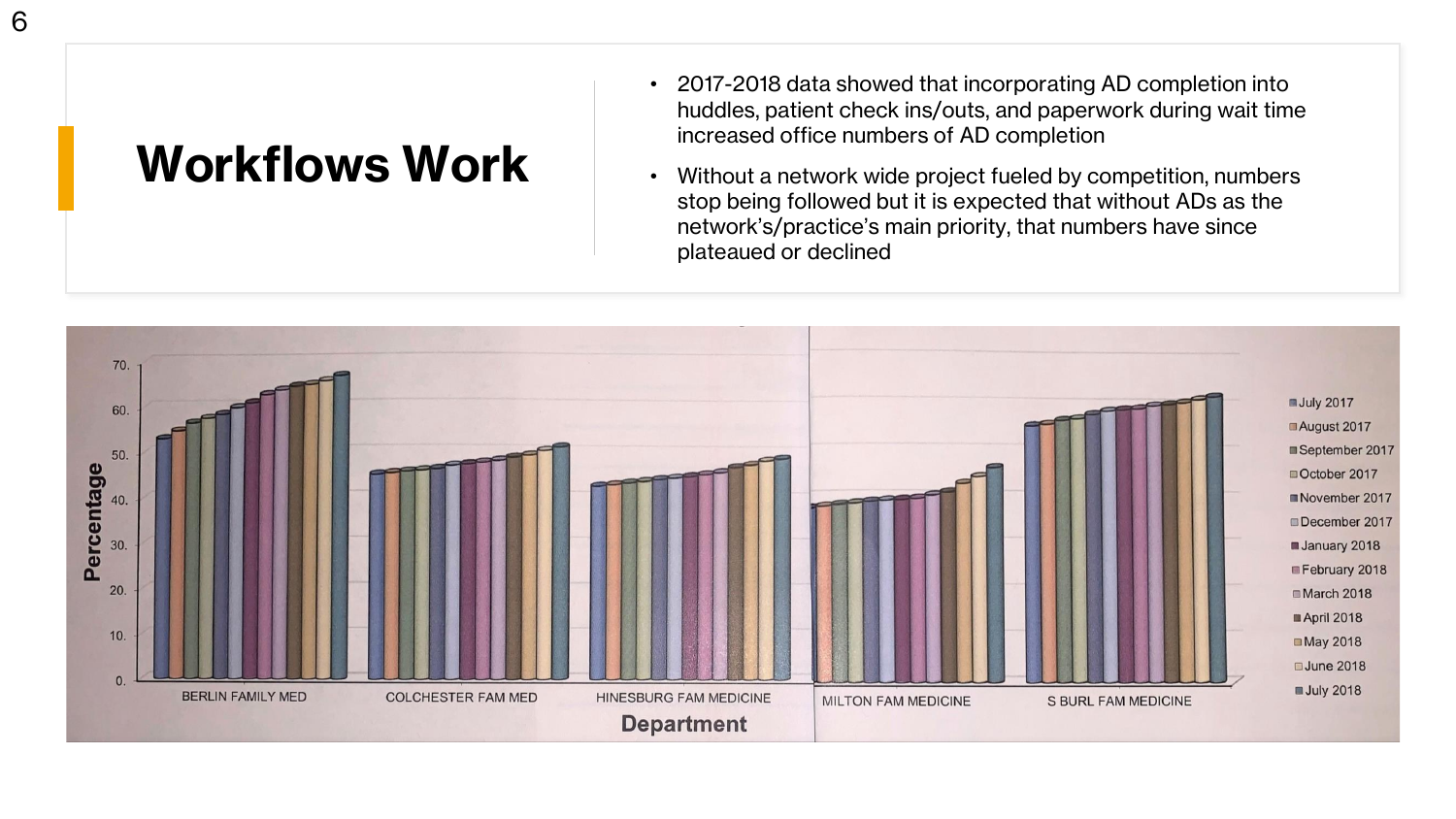# Workflows Work

- 2017-2018 data showed that incorporating AD completion into huddles, patient check ins/outs, and paperwork during wait time increased office numbers of AD completion
- Without a network wide project fueled by competition, numbers stop being followed but it is expected that without ADs as the network's/practice's main priority, that numbers have since plateaued or declined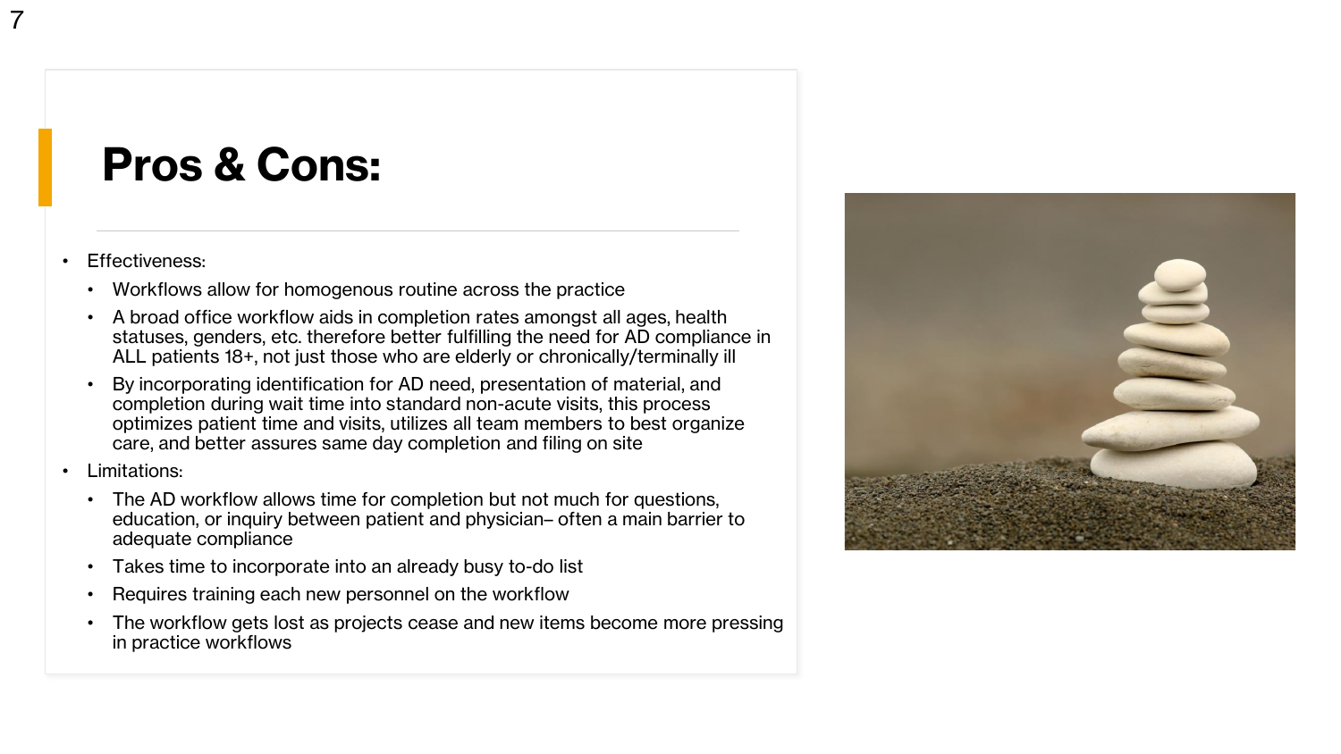# Pros & Cons:

- Effectiveness:
  - Workflows allow for homogenous routine across the practice
  - A broad office workflow aids in completion rates amongst all ages, health statuses, genders, etc. therefore better fulfilling the need for AD compliance in ALL patients 18+, not just those who are elderly or chronically/terminally ill
  - By incorporating identification for AD need, presentation of material, and completion during wait time into standard non-acute visits, this process optimizes patient time and visits, utilizes all team members to best organize care, and better assures same day completion and filing on site
- Limitations:
  - The AD workflow allows time for completion but not much for questions, education, or inquiry between patient and physician– often a main barrier to adequate compliance
  - Takes time to incorporate into an already busy to-do list
  - Requires training each new personnel on the workflow
  - The workflow gets lost as projects cease and new items become more pressing in practice workflows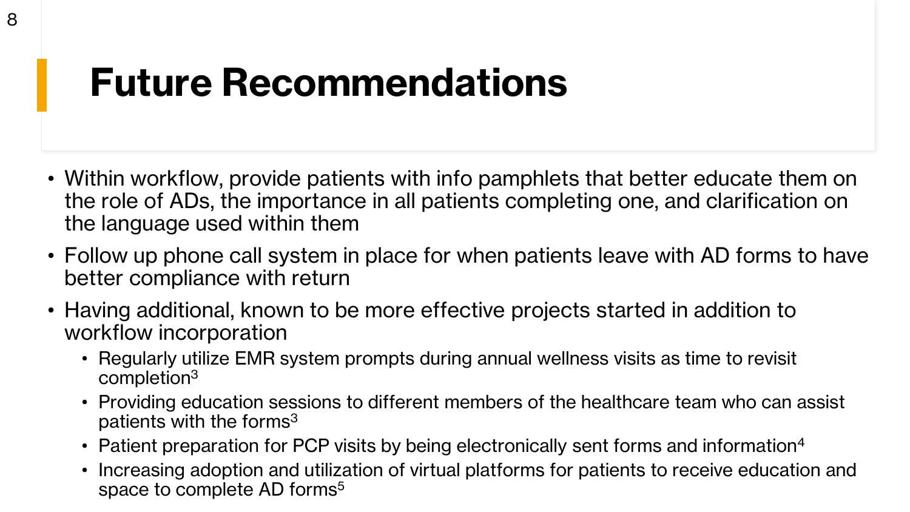# Future Recommendations

- Within workflow, provide patients with info pamphlets that better educate them on the role of ADs, the importance in all patients completing one, and clarification on the language used within them
- Follow up phone call system in place for when patients leave with AD forms to have better compliance with return
- Having additional, known to be more effective projects started in addition to workflow incorporation
  - Regularly utilize EMR system prompts during annual wellness visits as time to revisit completion[3]
  - Providing education sessions to different members of the healthcare team who can assist patients with the forms[3]
  - Patient preparation for PCP visits by being electronically sent forms and information[4]
  - Increasing adoption and utilization of virtual platforms for patients to receive education and space to complete AD forms[5]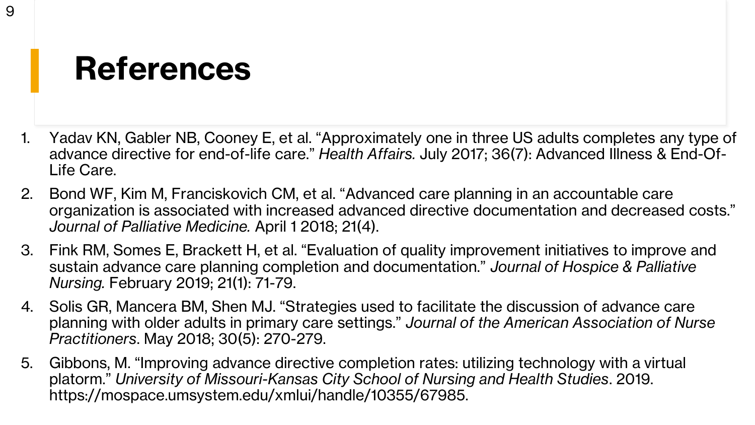# References

1. Yadav KN, Gabler NB, Cooney E, et al. "Approximately one in three US adults completes any type of advance directive for end-of-life care." *Health Affairs.* July 2017; 36(7): Advanced Illness & End-Of-Life Care.
2. Bond WF, Kim M, Franciskovich CM, et al. "Advanced care planning in an accountable care organization is associated with increased advanced directive documentation and decreased costs." *Journal of Palliative Medicine.* April 1 2018; 21(4).
3. Fink RM, Somes E, Brackett H, et al. "Evaluation of quality improvement initiatives to improve and sustain advance care planning completion and documentation." *Journal of Hospice & Palliative Nursing.* February 2019; 21(1): 71-79.
4. Solis GR, Mancera BM, Shen MJ. "Strategies used to facilitate the discussion of advance care planning with older adults in primary care settings." *Journal of the American Association of Nurse Practitioners*. May 2018; 30(5): 270-279.
5. Gibbons, M. "Improving advance directive completion rates: utilizing technology with a virtual platorm." *University of Missouri-Kansas City School of Nursing and Health Studies*. 2019. https://mospace.umsystem.edu/xmlui/handle/10355/67985.